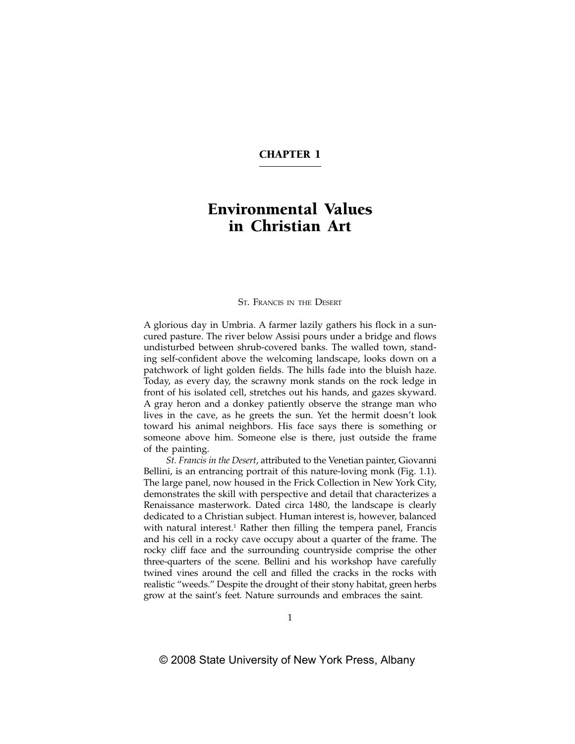# CHAPTER 1

# Environmental Values in Christian Art

## St. Francis in the Desert

A glorious day in Umbria. A farmer lazily gathers his flock in a sun-cured pasture. The river below Assisi pours under a bridge and flows undisturbed between shrub-covered banks. The walled town, standing self-confident above the welcoming landscape, looks down on a patchwork of light golden fields. The hills fade into the bluish haze. Today, as every day, the scrawny monk stands on the rock ledge in front of his isolated cell, stretches out his hands, and gazes skyward. A gray heron and a donkey patiently observe the strange man who lives in the cave, as he greets the sun. Yet the hermit doesn't look toward his animal neighbors. His face says there is something or someone above him. Someone else is there, just outside the frame of the painting.

*St. Francis in the Desert*, attributed to the Venetian painter, Giovanni Bellini, is an entrancing portrait of this nature-loving monk (Fig. 1.1). The large panel, now housed in the Frick Collection in New York City, demonstrates the skill with perspective and detail that characterizes a Renaissance masterwork. Dated circa 1480, the landscape is clearly dedicated to a Christian subject. Human interest is, however, balanced with natural interest.[1] Rather then filling the tempera panel, Francis and his cell in a rocky cave occupy about a quarter of the frame. The rocky cliff face and the surrounding countryside comprise the other three-quarters of the scene. Bellini and his workshop have carefully twined vines around the cell and filled the cracks in the rocks with realistic "weeds." Despite the drought of their stony habitat, green herbs grow at the saint's feet. Nature surrounds and embraces the saint.

© 2008 State University of New York Press, Albany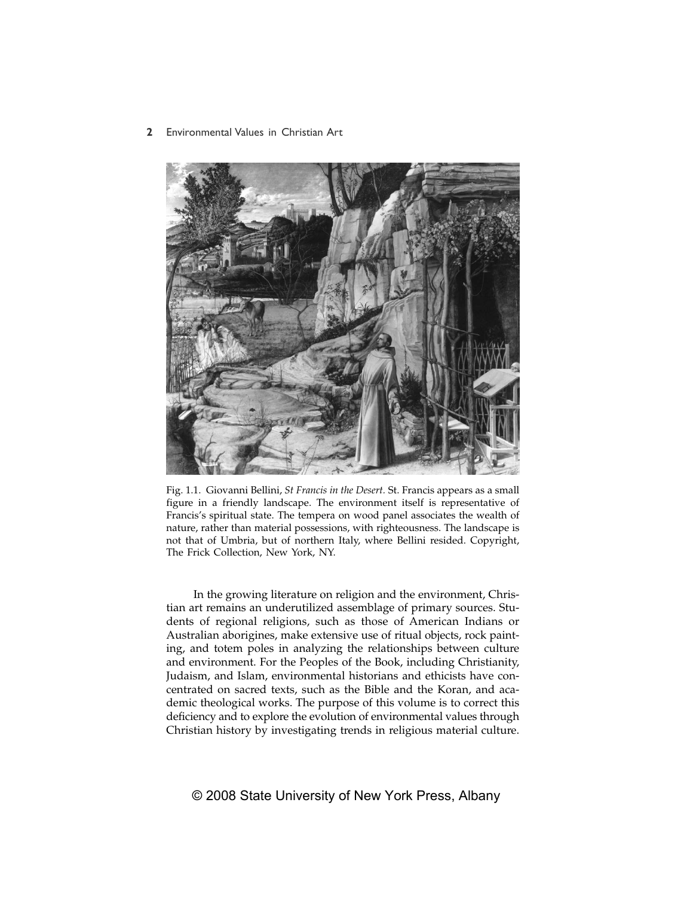Fig. 1.1. Giovanni Bellini, *St Francis in the Desert*. St. Francis appears as a small figure in a friendly landscape. The environment itself is representative of Francis's spiritual state. The tempera on wood panel associates the wealth of nature, rather than material possessions, with righteousness. The landscape is not that of Umbria, but of northern Italy, where Bellini resided. Copyright, The Frick Collection, New York, NY.

In the growing literature on religion and the environment, Christian art remains an underutilized assemblage of primary sources. Students of regional religions, such as those of American Indians or Australian aborigines, make extensive use of ritual objects, rock painting, and totem poles in analyzing the relationships between culture and environment. For the Peoples of the Book, including Christianity, Judaism, and Islam, environmental historians and ethicists have concentrated on sacred texts, such as the Bible and the Koran, and academic theological works. The purpose of this volume is to correct this deficiency and to explore the evolution of environmental values through Christian history by investigating trends in religious material culture.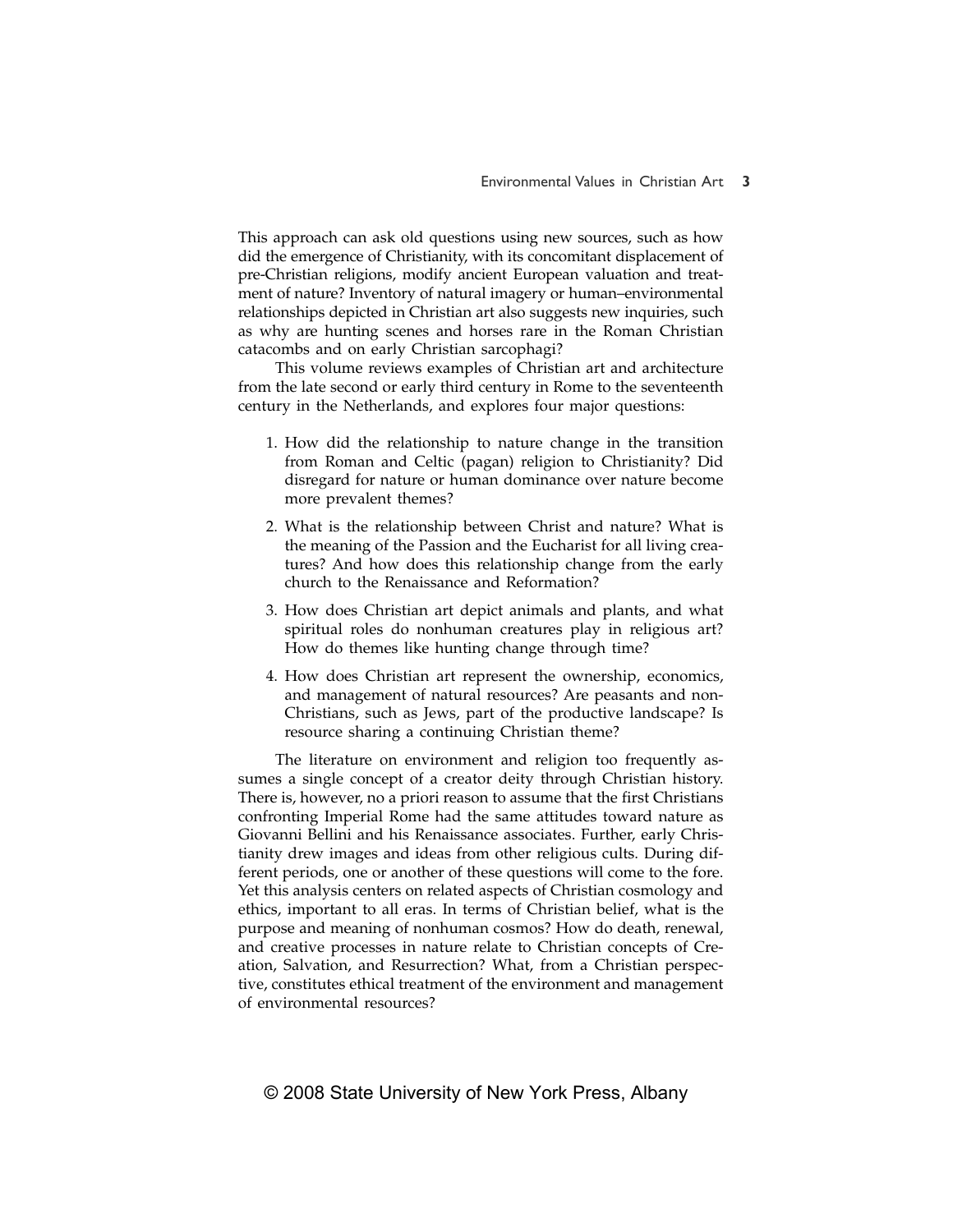This approach can ask old questions using new sources, such as how did the emergence of Christianity, with its concomitant displacement of pre-Christian religions, modify ancient European valuation and treatment of nature? Inventory of natural imagery or human–environmental relationships depicted in Christian art also suggests new inquiries, such as why are hunting scenes and horses rare in the Roman Christian catacombs and on early Christian sarcophagi?

This volume reviews examples of Christian art and architecture from the late second or early third century in Rome to the seventeenth century in the Netherlands, and explores four major questions:

1. How did the relationship to nature change in the transition from Roman and Celtic (pagan) religion to Christianity? Did disregard for nature or human dominance over nature become more prevalent themes?
2. What is the relationship between Christ and nature? What is the meaning of the Passion and the Eucharist for all living creatures? And how does this relationship change from the early church to the Renaissance and Reformation?
3. How does Christian art depict animals and plants, and what spiritual roles do nonhuman creatures play in religious art? How do themes like hunting change through time?
4. How does Christian art represent the ownership, economics, and management of natural resources? Are peasants and non-Christians, such as Jews, part of the productive landscape? Is resource sharing a continuing Christian theme?

The literature on environment and religion too frequently assumes a single concept of a creator deity through Christian history. There is, however, no a priori reason to assume that the first Christians confronting Imperial Rome had the same attitudes toward nature as Giovanni Bellini and his Renaissance associates. Further, early Christianity drew images and ideas from other religious cults. During different periods, one or another of these questions will come to the fore. Yet this analysis centers on related aspects of Christian cosmology and ethics, important to all eras. In terms of Christian belief, what is the purpose and meaning of nonhuman cosmos? How do death, renewal, and creative processes in nature relate to Christian concepts of Creation, Salvation, and Resurrection? What, from a Christian perspective, constitutes ethical treatment of the environment and management of environmental resources?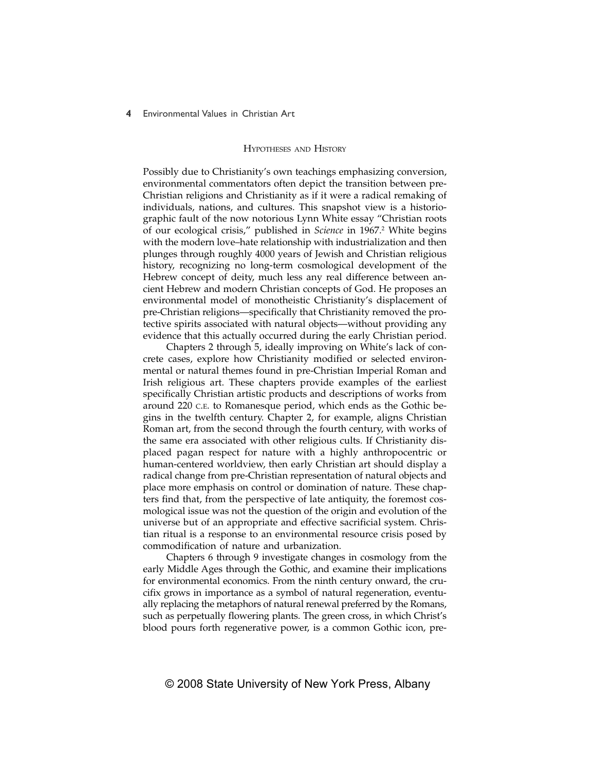## Hypotheses and History

Possibly due to Christianity's own teachings emphasizing conversion, environmental commentators often depict the transition between pre-Christian religions and Christianity as if it were a radical remaking of individuals, nations, and cultures. This snapshot view is a historiographic fault of the now notorious Lynn White essay "Christian roots of our ecological crisis," published in *Science* in 1967.[2] White begins with the modern love–hate relationship with industrialization and then plunges through roughly 4000 years of Jewish and Christian religious history, recognizing no long-term cosmological development of the Hebrew concept of deity, much less any real difference between ancient Hebrew and modern Christian concepts of God. He proposes an environmental model of monotheistic Christianity's displacement of pre-Christian religions—specifically that Christianity removed the protective spirits associated with natural objects—without providing any evidence that this actually occurred during the early Christian period.

Chapters 2 through 5, ideally improving on White's lack of concrete cases, explore how Christianity modified or selected environmental or natural themes found in pre-Christian Imperial Roman and Irish religious art. These chapters provide examples of the earliest specifically Christian artistic products and descriptions of works from around 220 C.E. to Romanesque period, which ends as the Gothic begins in the twelfth century. Chapter 2, for example, aligns Christian Roman art, from the second through the fourth century, with works of the same era associated with other religious cults. If Christianity displaced pagan respect for nature with a highly anthropocentric or human-centered worldview, then early Christian art should display a radical change from pre-Christian representation of natural objects and place more emphasis on control or domination of nature. These chapters find that, from the perspective of late antiquity, the foremost cosmological issue was not the question of the origin and evolution of the universe but of an appropriate and effective sacrificial system. Christian ritual is a response to an environmental resource crisis posed by commodification of nature and urbanization.

Chapters 6 through 9 investigate changes in cosmology from the early Middle Ages through the Gothic, and examine their implications for environmental economics. From the ninth century onward, the crucifix grows in importance as a symbol of natural regeneration, eventually replacing the metaphors of natural renewal preferred by the Romans, such as perpetually flowering plants. The green cross, in which Christ's blood pours forth regenerative power, is a common Gothic icon, pre-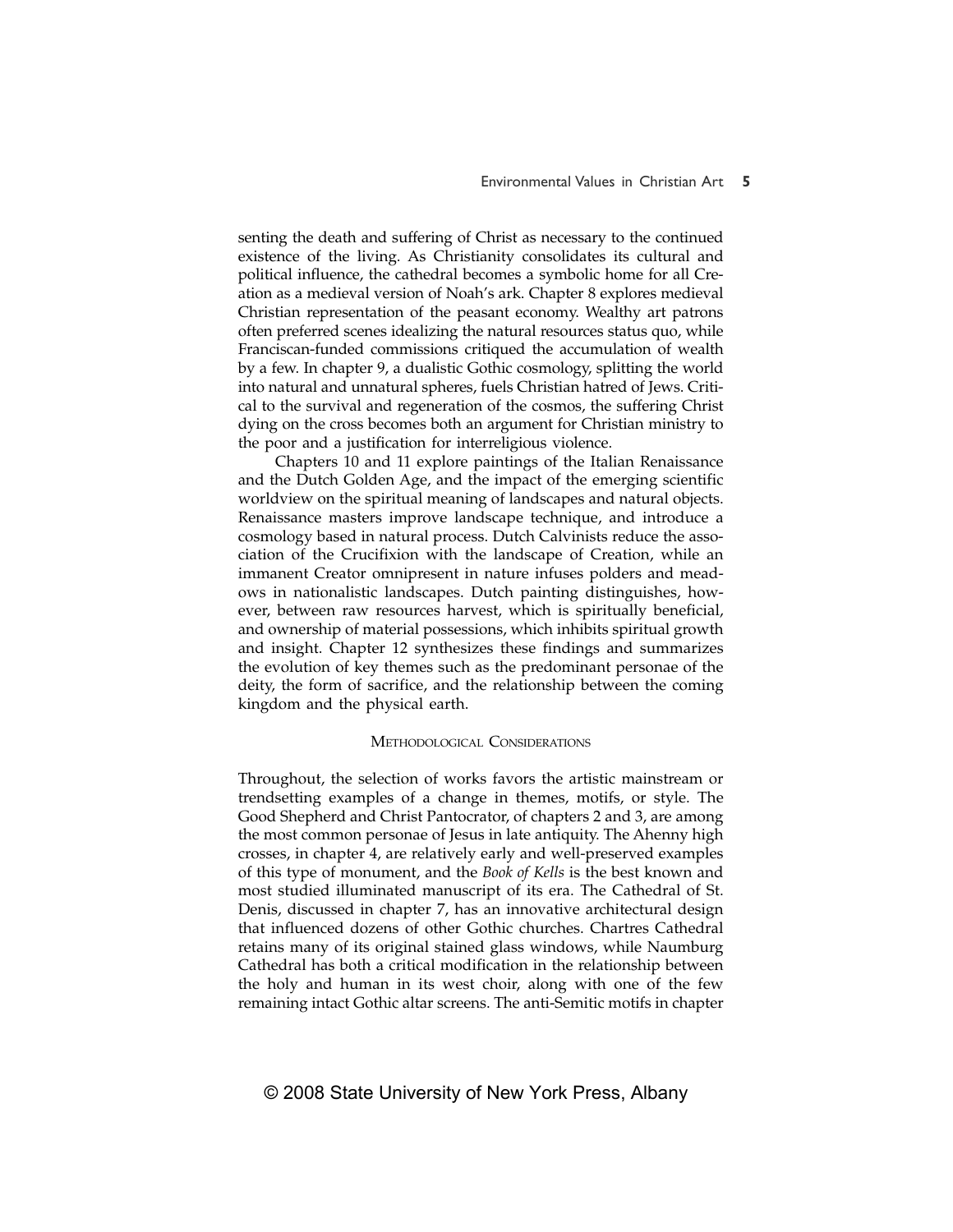senting the death and suffering of Christ as necessary to the continued existence of the living. As Christianity consolidates its cultural and political influence, the cathedral becomes a symbolic home for all Creation as a medieval version of Noah's ark. Chapter 8 explores medieval Christian representation of the peasant economy. Wealthy art patrons often preferred scenes idealizing the natural resources status quo, while Franciscan-funded commissions critiqued the accumulation of wealth by a few. In chapter 9, a dualistic Gothic cosmology, splitting the world into natural and unnatural spheres, fuels Christian hatred of Jews. Critical to the survival and regeneration of the cosmos, the suffering Christ dying on the cross becomes both an argument for Christian ministry to the poor and a justification for interreligious violence.

Chapters 10 and 11 explore paintings of the Italian Renaissance and the Dutch Golden Age, and the impact of the emerging scientific worldview on the spiritual meaning of landscapes and natural objects. Renaissance masters improve landscape technique, and introduce a cosmology based in natural process. Dutch Calvinists reduce the association of the Crucifixion with the landscape of Creation, while an immanent Creator omnipresent in nature infuses polders and meadows in nationalistic landscapes. Dutch painting distinguishes, however, between raw resources harvest, which is spiritually beneficial, and ownership of material possessions, which inhibits spiritual growth and insight. Chapter 12 synthesizes these findings and summarizes the evolution of key themes such as the predominant personae of the deity, the form of sacrifice, and the relationship between the coming kingdom and the physical earth.

## Methodological Considerations

Throughout, the selection of works favors the artistic mainstream or trendsetting examples of a change in themes, motifs, or style. The Good Shepherd and Christ Pantocrator, of chapters 2 and 3, are among the most common personae of Jesus in late antiquity. The Ahenny high crosses, in chapter 4, are relatively early and well-preserved examples of this type of monument, and the *Book of Kells* is the best known and most studied illuminated manuscript of its era. The Cathedral of St. Denis, discussed in chapter 7, has an innovative architectural design that influenced dozens of other Gothic churches. Chartres Cathedral retains many of its original stained glass windows, while Naumburg Cathedral has both a critical modification in the relationship between the holy and human in its west choir, along with one of the few remaining intact Gothic altar screens. The anti-Semitic motifs in chapter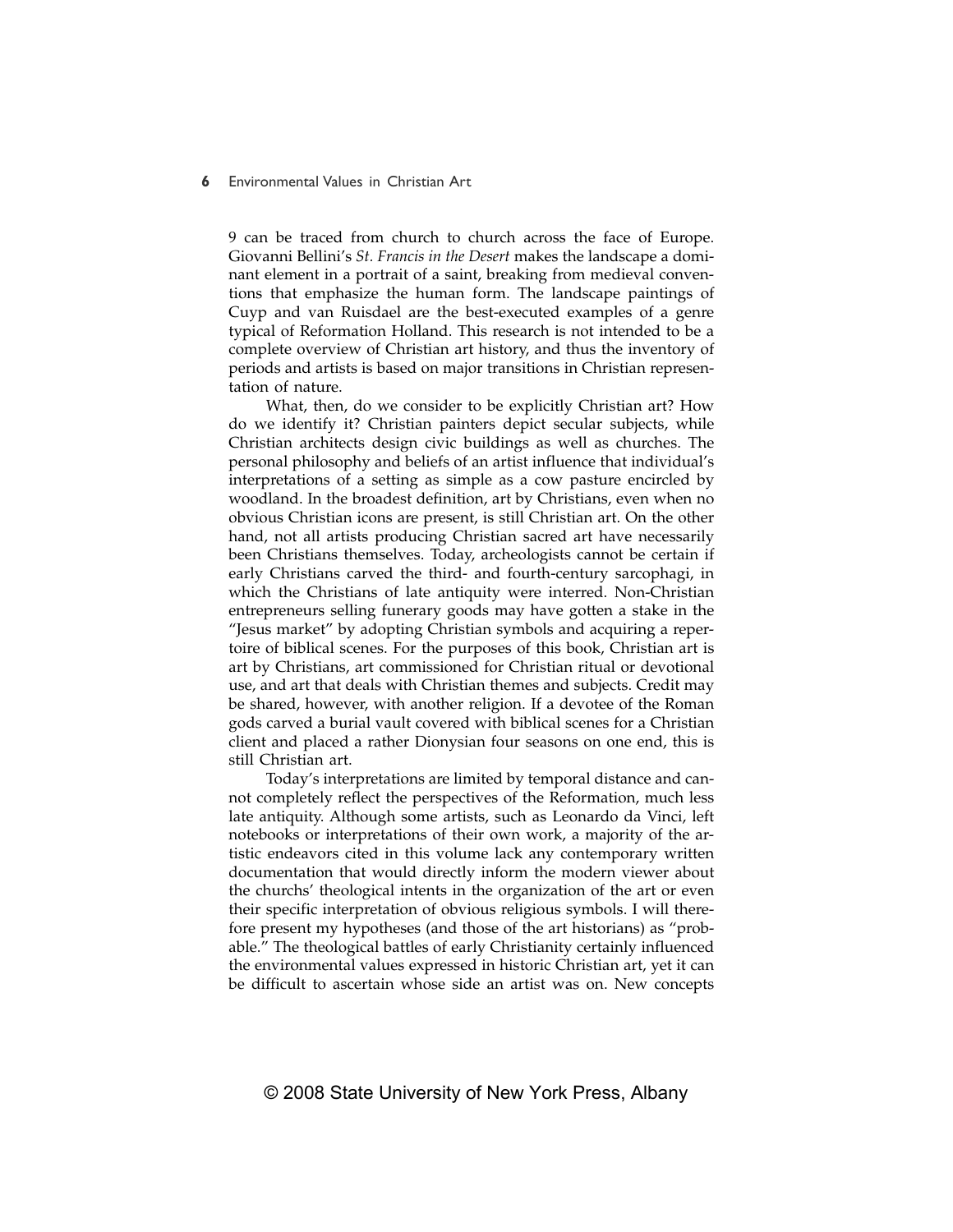9 can be traced from church to church across the face of Europe. Giovanni Bellini's *St. Francis in the Desert* makes the landscape a dominant element in a portrait of a saint, breaking from medieval conventions that emphasize the human form. The landscape paintings of Cuyp and van Ruisdael are the best-executed examples of a genre typical of Reformation Holland. This research is not intended to be a complete overview of Christian art history, and thus the inventory of periods and artists is based on major transitions in Christian representation of nature.

What, then, do we consider to be explicitly Christian art? How do we identify it? Christian painters depict secular subjects, while Christian architects design civic buildings as well as churches. The personal philosophy and beliefs of an artist influence that individual's interpretations of a setting as simple as a cow pasture encircled by woodland. In the broadest definition, art by Christians, even when no obvious Christian icons are present, is still Christian art. On the other hand, not all artists producing Christian sacred art have necessarily been Christians themselves. Today, archeologists cannot be certain if early Christians carved the third- and fourth-century sarcophagi, in which the Christians of late antiquity were interred. Non-Christian entrepreneurs selling funerary goods may have gotten a stake in the "Jesus market" by adopting Christian symbols and acquiring a repertoire of biblical scenes. For the purposes of this book, Christian art is art by Christians, art commissioned for Christian ritual or devotional use, and art that deals with Christian themes and subjects. Credit may be shared, however, with another religion. If a devotee of the Roman gods carved a burial vault covered with biblical scenes for a Christian client and placed a rather Dionysian four seasons on one end, this is still Christian art.

Today's interpretations are limited by temporal distance and cannot completely reflect the perspectives of the Reformation, much less late antiquity. Although some artists, such as Leonardo da Vinci, left notebooks or interpretations of their own work, a majority of the artistic endeavors cited in this volume lack any contemporary written documentation that would directly inform the modern viewer about the churchs' theological intents in the organization of the art or even their specific interpretation of obvious religious symbols. I will therefore present my hypotheses (and those of the art historians) as "probable." The theological battles of early Christianity certainly influenced the environmental values expressed in historic Christian art, yet it can be difficult to ascertain whose side an artist was on. New concepts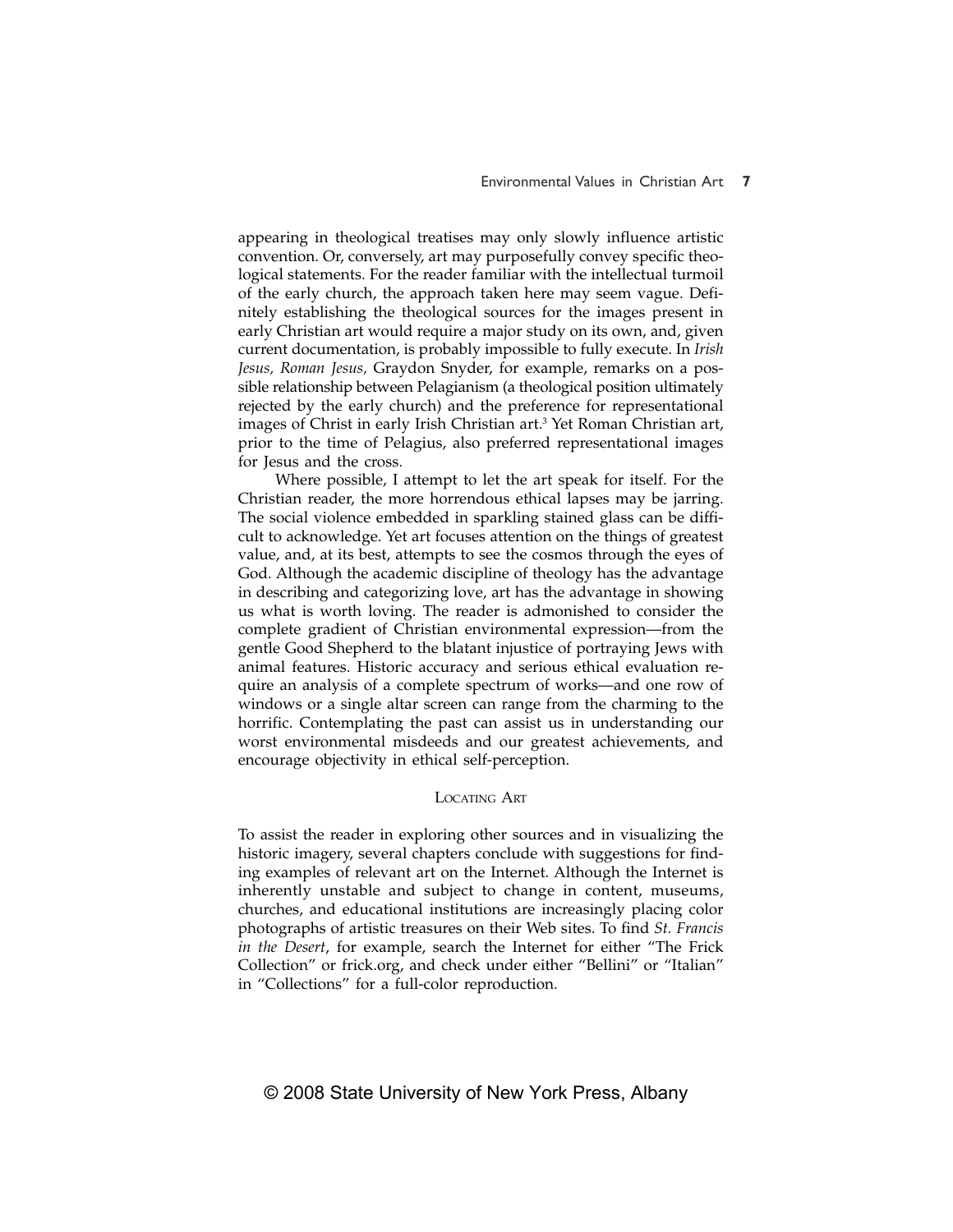appearing in theological treatises may only slowly influence artistic convention. Or, conversely, art may purposefully convey specific theological statements. For the reader familiar with the intellectual turmoil of the early church, the approach taken here may seem vague. Definitely establishing the theological sources for the images present in early Christian art would require a major study on its own, and, given current documentation, is probably impossible to fully execute. In *Irish Jesus, Roman Jesus,* Graydon Snyder, for example, remarks on a possible relationship between Pelagianism (a theological position ultimately rejected by the early church) and the preference for representational images of Christ in early Irish Christian art.[3] Yet Roman Christian art, prior to the time of Pelagius, also preferred representational images for Jesus and the cross.

Where possible, I attempt to let the art speak for itself. For the Christian reader, the more horrendous ethical lapses may be jarring. The social violence embedded in sparkling stained glass can be difficult to acknowledge. Yet art focuses attention on the things of greatest value, and, at its best, attempts to see the cosmos through the eyes of God. Although the academic discipline of theology has the advantage in describing and categorizing love, art has the advantage in showing us what is worth loving. The reader is admonished to consider the complete gradient of Christian environmental expression—from the gentle Good Shepherd to the blatant injustice of portraying Jews with animal features. Historic accuracy and serious ethical evaluation require an analysis of a complete spectrum of works—and one row of windows or a single altar screen can range from the charming to the horrific. Contemplating the past can assist us in understanding our worst environmental misdeeds and our greatest achievements, and encourage objectivity in ethical self-perception.

## Locating Art

To assist the reader in exploring other sources and in visualizing the historic imagery, several chapters conclude with suggestions for finding examples of relevant art on the Internet. Although the Internet is inherently unstable and subject to change in content, museums, churches, and educational institutions are increasingly placing color photographs of artistic treasures on their Web sites. To find *St. Francis in the Desert*, for example, search the Internet for either "The Frick Collection" or frick.org, and check under either "Bellini" or "Italian" in "Collections" for a full-color reproduction.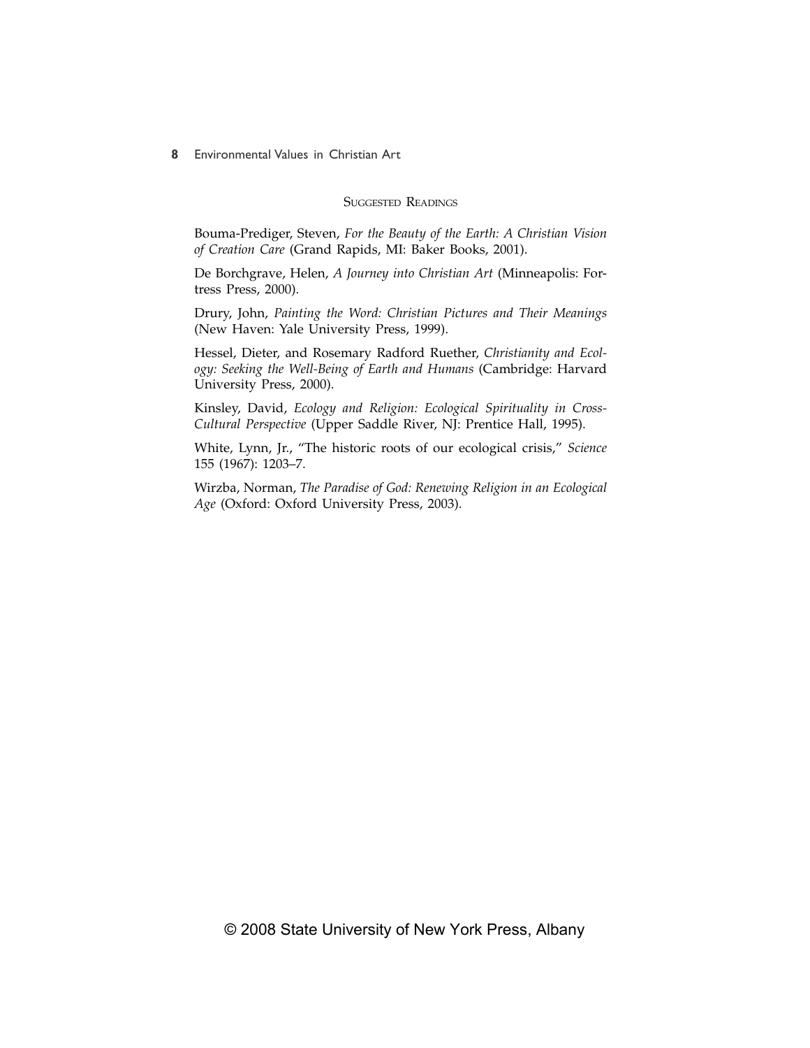## Suggested Readings

Bouma-Prediger, Steven, *For the Beauty of the Earth: A Christian Vision of Creation Care* (Grand Rapids, MI: Baker Books, 2001).

De Borchgrave, Helen, *A Journey into Christian Art* (Minneapolis: Fortress Press, 2000).

Drury, John, *Painting the Word: Christian Pictures and Their Meanings* (New Haven: Yale University Press, 1999).

Hessel, Dieter, and Rosemary Radford Ruether, *Christianity and Ecology: Seeking the Well-Being of Earth and Humans* (Cambridge: Harvard University Press, 2000).

Kinsley, David, *Ecology and Religion: Ecological Spirituality in Cross-Cultural Perspective* (Upper Saddle River, NJ: Prentice Hall, 1995).

White, Lynn, Jr., "The historic roots of our ecological crisis," *Science* 155 (1967): 1203–7.

Wirzba, Norman, *The Paradise of God: Renewing Religion in an Ecological Age* (Oxford: Oxford University Press, 2003).

© 2008 State University of New York Press, Albany